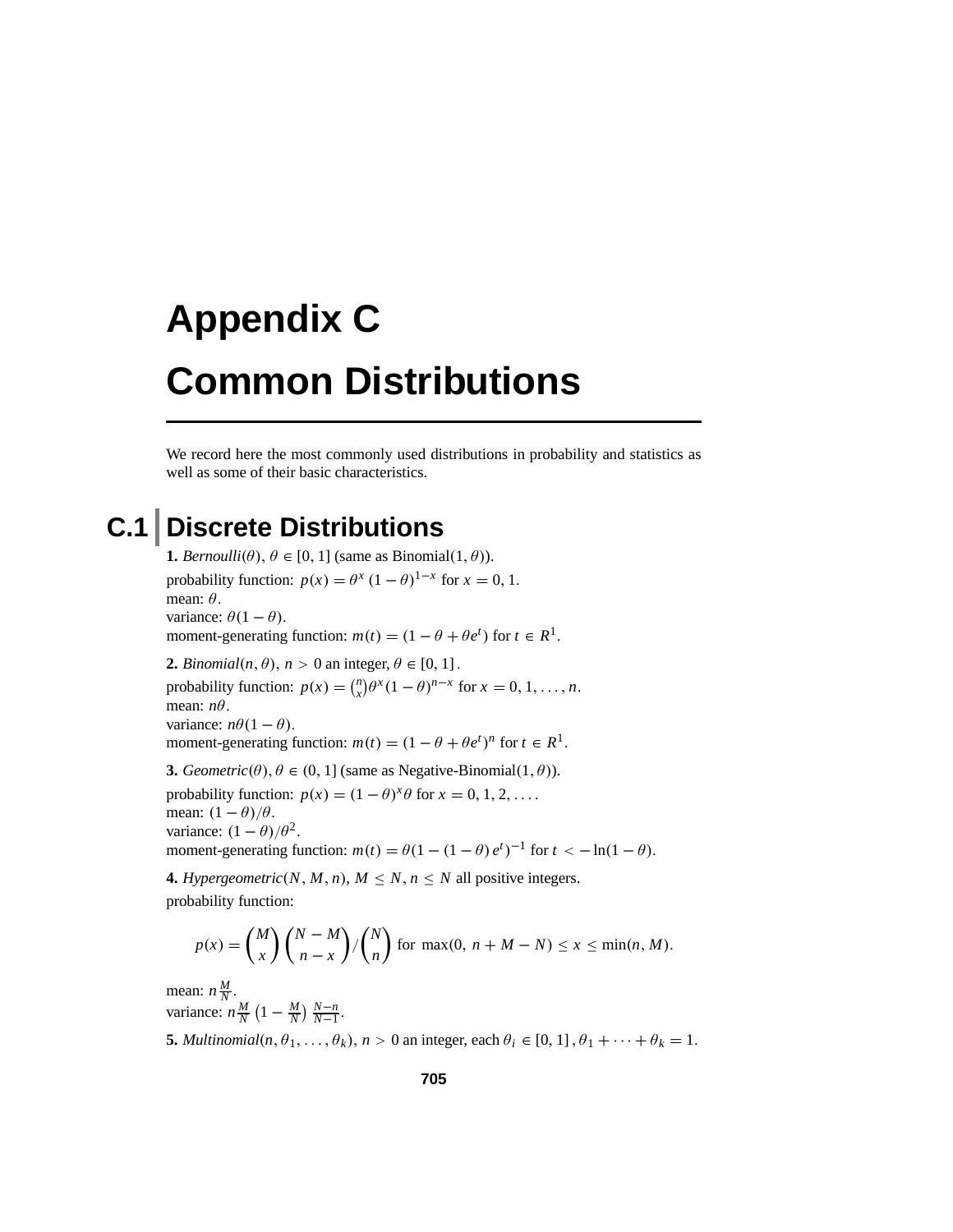# Appendix C

# Common Distributions

We record here the most commonly used distributions in probability and statistics as well as some of their basic characteristics.

## C.1 Discrete Distributions

**1.** *Bernoulli*$(\theta)$, $\theta \in [0, 1]$ (same as Binomial$(1, \theta)$).
probability function: $p(x) = \theta^x (1-\theta)^{1-x}$ for $x = 0, 1$.
mean: $\theta$.
variance: $\theta(1-\theta)$.
moment-generating function: $m(t) = (1 - \theta + \theta e^t)$ for $t \in R^1$.

**2.** *Binomial*$(n, \theta)$, $n > 0$ an integer, $\theta \in [0, 1]$.
probability function: $p(x) = \binom{n}{x}\theta^x (1-\theta)^{n-x}$ for $x = 0, 1, \ldots, n$.
mean: $n\theta$.
variance: $n\theta(1-\theta)$.
moment-generating function: $m(t) = (1 - \theta + \theta e^t)^n$ for $t \in R^1$.

**3.** *Geometric*$(\theta)$, $\theta \in (0, 1]$ (same as Negative-Binomial$(1, \theta)$).
probability function: $p(x) = (1-\theta)^x \theta$ for $x = 0, 1, 2, \ldots$.
mean: $(1-\theta)/\theta$.
variance: $(1-\theta)/\theta^2$.
moment-generating function: $m(t) = \theta(1 - (1-\theta)\, e^t)^{-1}$ for $t < -\ln(1-\theta)$.

**4.** *Hypergeometric*$(N, M, n)$, $M \le N$, $n \le N$ all positive integers.
probability function:

$$p(x) = \binom{M}{x}\binom{N-M}{n-x} \bigg/ \binom{N}{n} \text{ for } \max(0,\ n + M - N) \le x \le \min(n, M).$$

mean: $n\frac{M}{N}$.
variance: $n\frac{M}{N}\left(1 - \frac{M}{N}\right)\frac{N-n}{N-1}$.

**5.** *Multinomial*$(n, \theta_1, \ldots, \theta_k)$, $n > 0$ an integer, each $\theta_i \in [0, 1]$, $\theta_1 + \cdots + \theta_k = 1$.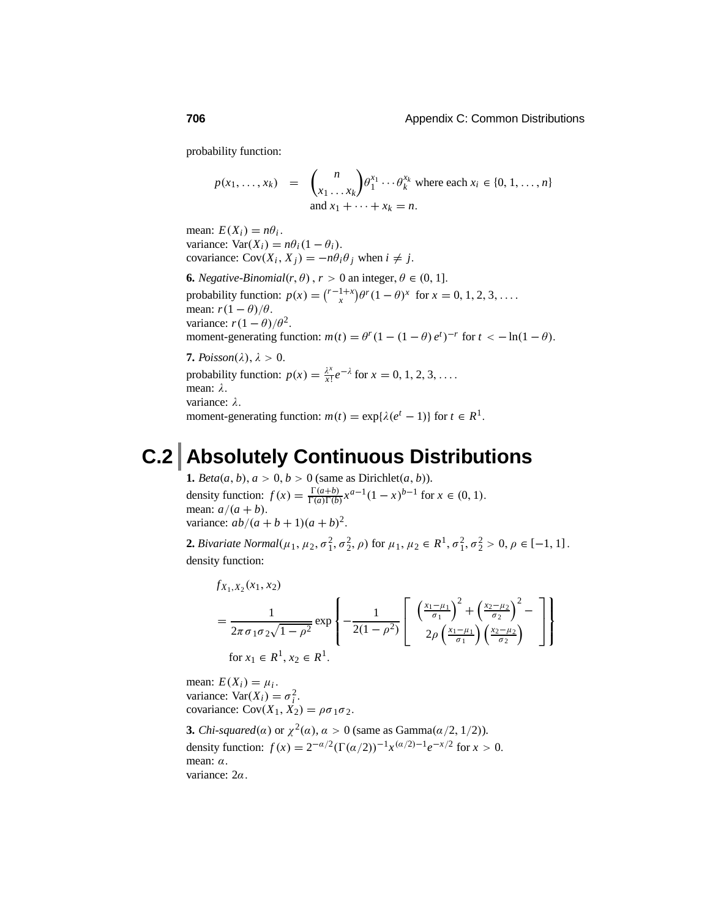probability function:

$$p(x_1, \ldots, x_k) = \binom{n}{x_1 \ldots x_k} \theta_1^{x_1} \cdots \theta_k^{x_k} \text{ where each } x_i \in \{0, 1, \ldots, n\}$$
$$\text{and } x_1 + \cdots + x_k = n.$$

mean: $E(X_i) = n\theta_i$.
variance: $\text{Var}(X_i) = n\theta_i(1 - \theta_i)$.
covariance: $\text{Cov}(X_i, X_j) = -n\theta_i\theta_j$ when $i \neq j$.

**6.** *Negative-Binomial*$(r, \theta)$, $r > 0$ an integer, $\theta \in (0, 1]$.
probability function: $p(x) = \binom{r-1+x}{x}\theta^r(1-\theta)^x$ for $x = 0, 1, 2, 3, \ldots$.
mean: $r(1-\theta)/\theta$.
variance: $r(1-\theta)/\theta^2$.
moment-generating function: $m(t) = \theta^r(1-(1-\theta)e^t)^{-r}$ for $t < -\ln(1-\theta)$.

**7.** *Poisson*$(\lambda)$, $\lambda > 0$.
probability function: $p(x) = \frac{\lambda^x}{x!}e^{-\lambda}$ for $x = 0, 1, 2, 3, \ldots$.
mean: $\lambda$.
variance: $\lambda$.
moment-generating function: $m(t) = \exp\{\lambda(e^t - 1)\}$ for $t \in R^1$.

## C.2 Absolutely Continuous Distributions

**1.** *Beta*$(a, b)$, $a > 0$, $b > 0$ (same as Dirichlet$(a, b)$).
density function: $f(x) = \frac{\Gamma(a+b)}{\Gamma(a)\Gamma(b)}x^{a-1}(1-x)^{b-1}$ for $x \in (0, 1)$.
mean: $a/(a+b)$.
variance: $ab/(a+b+1)(a+b)^2$.

**2.** *Bivariate Normal*$(\mu_1, \mu_2, \sigma_1^2, \sigma_2^2, \rho)$ for $\mu_1, \mu_2 \in R^1$, $\sigma_1^2, \sigma_2^2 > 0$, $\rho \in [-1, 1]$.
density function:

$$f_{X_1,X_2}(x_1, x_2)$$
$$= \frac{1}{2\pi\sigma_1\sigma_2\sqrt{1-\rho^2}} \exp\left\{-\frac{1}{2(1-\rho^2)}\left[\begin{array}{c}\left(\frac{x_1-\mu_1}{\sigma_1}\right)^2 + \left(\frac{x_2-\mu_2}{\sigma_2}\right)^2 - \\ 2\rho\left(\frac{x_1-\mu_1}{\sigma_1}\right)\left(\frac{x_2-\mu_2}{\sigma_2}\right)\end{array}\right]\right\}$$
$$\text{for } x_1 \in R^1, x_2 \in R^1.$$

mean: $E(X_i) = \mu_i$.
variance: $\text{Var}(X_i) = \sigma_i^2$.
covariance: $\text{Cov}(X_1, X_2) = \rho\sigma_1\sigma_2$.

**3.** *Chi-squared*$(\alpha)$ or $\chi^2(\alpha)$, $\alpha > 0$ (same as Gamma$(\alpha/2, 1/2)$).
density function: $f(x) = 2^{-\alpha/2}(\Gamma(\alpha/2))^{-1}x^{(\alpha/2)-1}e^{-x/2}$ for $x > 0$.
mean: $\alpha$.
variance: $2\alpha$.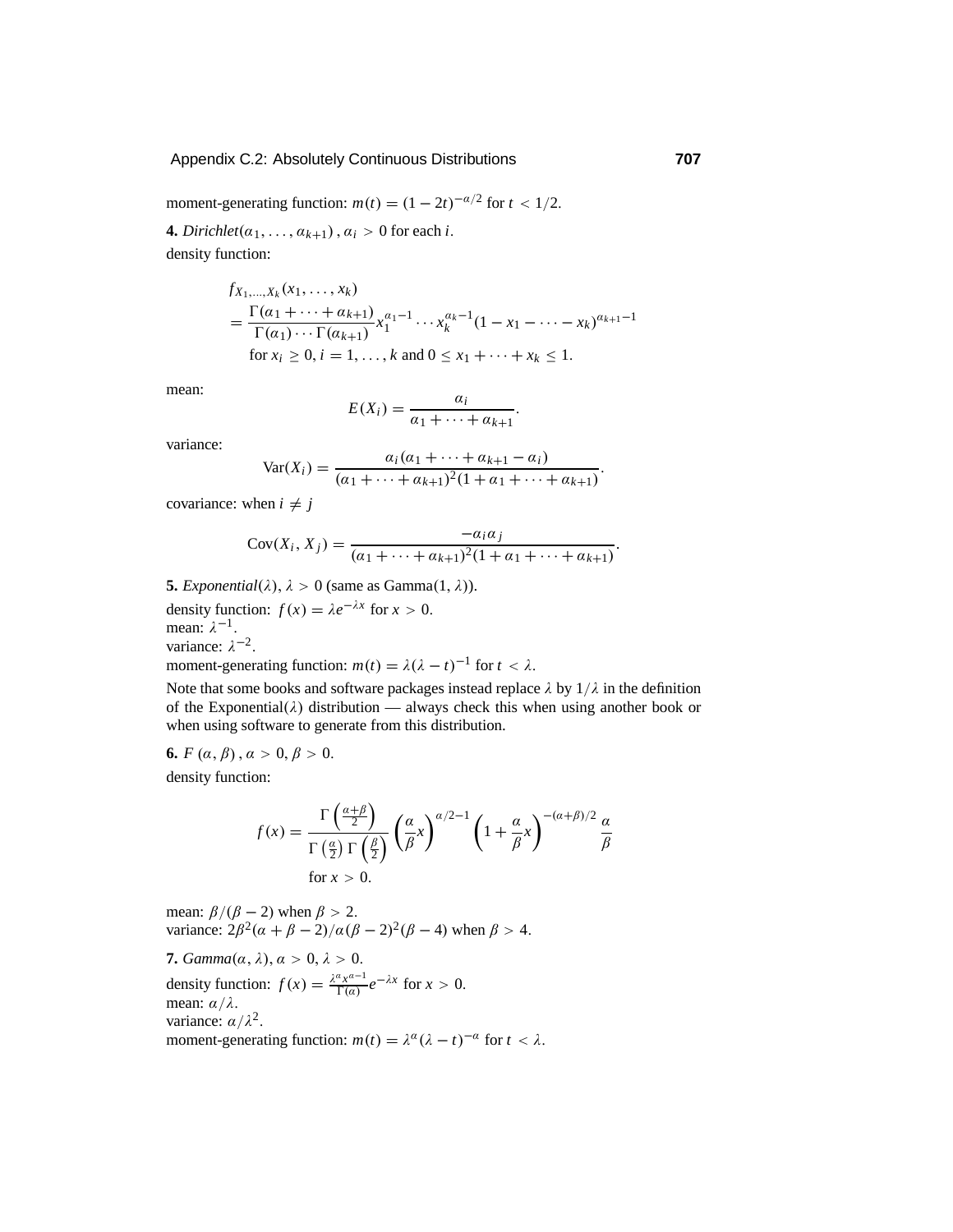moment-generating function: $m(t) = (1 - 2t)^{-\alpha/2}$ for $t < 1/2$.

**4.** *Dirichlet*$(\alpha_1, \ldots, \alpha_{k+1})$, $\alpha_i > 0$ for each $i$.

density function:

$$
\begin{aligned}
& f_{X_1,\ldots,X_k}(x_1, \ldots, x_k) \\
&= \frac{\Gamma(\alpha_1 + \cdots + \alpha_{k+1})}{\Gamma(\alpha_1) \cdots \Gamma(\alpha_{k+1})} x_1^{\alpha_1 - 1} \cdots x_k^{\alpha_k - 1} (1 - x_1 - \cdots - x_k)^{\alpha_{k+1} - 1} \\
&\quad \text{for } x_i \geq 0, i = 1, \ldots, k \text{ and } 0 \leq x_1 + \cdots + x_k \leq 1.
\end{aligned}
$$

mean:

$$E(X_i) = \frac{\alpha_i}{\alpha_1 + \cdots + \alpha_{k+1}}.$$

variance:

$$\text{Var}(X_i) = \frac{\alpha_i(\alpha_1 + \cdots + \alpha_{k+1} - \alpha_i)}{(\alpha_1 + \cdots + \alpha_{k+1})^2(1 + \alpha_1 + \cdots + \alpha_{k+1})}.$$

covariance: when $i \neq j$

$$\text{Cov}(X_i, X_j) = \frac{-\alpha_i \alpha_j}{(\alpha_1 + \cdots + \alpha_{k+1})^2(1 + \alpha_1 + \cdots + \alpha_{k+1})}.$$

**5.** *Exponential*$(\lambda)$, $\lambda > 0$ (same as Gamma$(1, \lambda)$).

density function: $f(x) = \lambda e^{-\lambda x}$ for $x > 0$.
mean: $\lambda^{-1}$.
variance: $\lambda^{-2}$.
moment-generating function: $m(t) = \lambda(\lambda - t)^{-1}$ for $t < \lambda$.

Note that some books and software packages instead replace $\lambda$ by $1/\lambda$ in the definition of the Exponential$(\lambda)$ distribution — always check this when using another book or when using software to generate from this distribution.

**6.** $F(\alpha, \beta)$, $\alpha > 0$, $\beta > 0$.

density function:

$$
\begin{aligned}
f(x) &= \frac{\Gamma\left(\frac{\alpha+\beta}{2}\right)}{\Gamma\left(\frac{\alpha}{2}\right)\Gamma\left(\frac{\beta}{2}\right)} \left(\frac{\alpha}{\beta}x\right)^{\alpha/2-1} \left(1 + \frac{\alpha}{\beta}x\right)^{-(\alpha+\beta)/2} \frac{\alpha}{\beta} \\
&\quad \text{for } x > 0.
\end{aligned}
$$

mean: $\beta/(\beta - 2)$ when $\beta > 2$.
variance: $2\beta^2(\alpha + \beta - 2)/\alpha(\beta - 2)^2(\beta - 4)$ when $\beta > 4$.

**7.** *Gamma*$(\alpha, \lambda)$, $\alpha > 0$, $\lambda > 0$.

density function: $f(x) = \frac{\lambda^\alpha x^{\alpha-1}}{\Gamma(\alpha)} e^{-\lambda x}$ for $x > 0$.
mean: $\alpha/\lambda$.
variance: $\alpha/\lambda^2$.
moment-generating function: $m(t) = \lambda^\alpha(\lambda - t)^{-\alpha}$ for $t < \lambda$.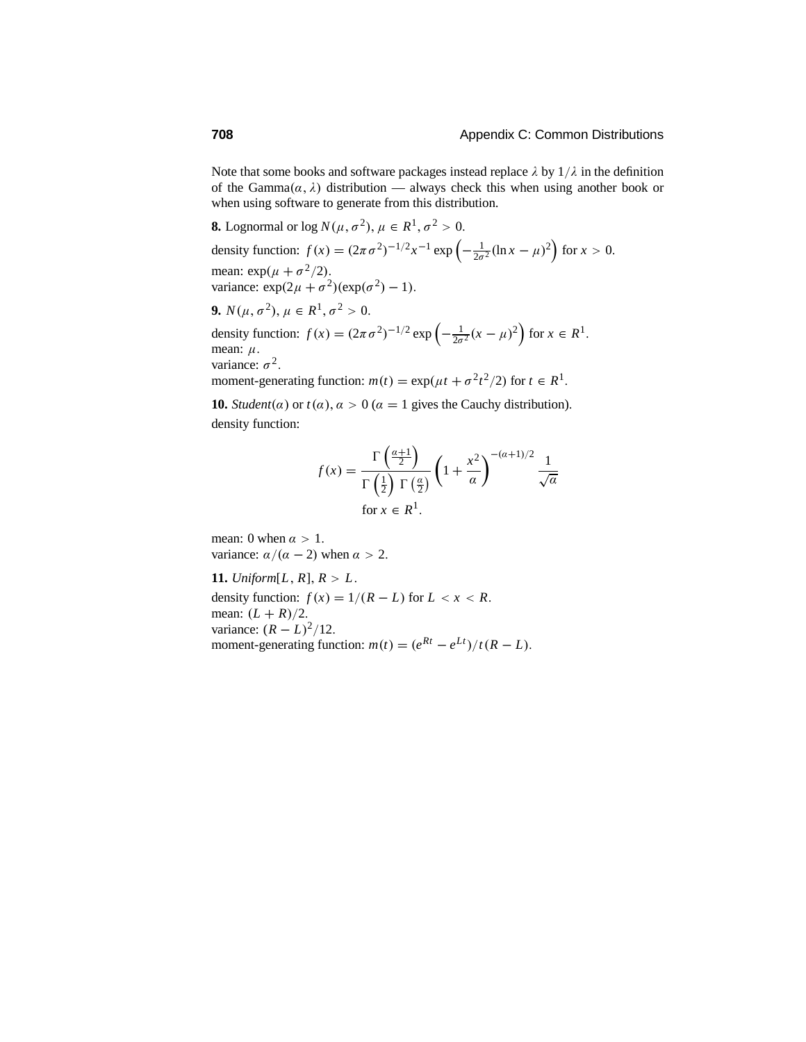Note that some books and software packages instead replace $\lambda$ by $1/\lambda$ in the definition of the Gamma$(\alpha, \lambda)$ distribution — always check this when using another book or when using software to generate from this distribution.

**8.** Lognormal or $\log N(\mu, \sigma^2)$, $\mu \in R^1$, $\sigma^2 > 0$.

density function: $f(x) = (2\pi\sigma^2)^{-1/2} x^{-1} \exp\left(-\frac{1}{2\sigma^2}(\ln x - \mu)^2\right)$ for $x > 0$.
mean: $\exp(\mu + \sigma^2/2)$.
variance: $\exp(2\mu + \sigma^2)(\exp(\sigma^2) - 1)$.

**9.** $N(\mu, \sigma^2)$, $\mu \in R^1$, $\sigma^2 > 0$.

density function: $f(x) = (2\pi\sigma^2)^{-1/2} \exp\left(-\frac{1}{2\sigma^2}(x - \mu)^2\right)$ for $x \in R^1$.
mean: $\mu$.
variance: $\sigma^2$.
moment-generating function: $m(t) = \exp(\mu t + \sigma^2 t^2/2)$ for $t \in R^1$.

**10.** *Student*$(\alpha)$ or $t(\alpha)$, $\alpha > 0$ ($\alpha = 1$ gives the Cauchy distribution).
density function:

$$f(x) = \frac{\Gamma\left(\frac{\alpha+1}{2}\right)}{\Gamma\left(\frac{1}{2}\right)\,\Gamma\left(\frac{\alpha}{2}\right)} \left(1 + \frac{x^2}{\alpha}\right)^{-(\alpha+1)/2} \frac{1}{\sqrt{\alpha}}$$
$$\text{for } x \in R^1.$$

mean: 0 when $\alpha > 1$.
variance: $\alpha/(\alpha - 2)$ when $\alpha > 2$.

**11.** *Uniform*$[L, R]$, $R > L$.

density function: $f(x) = 1/(R - L)$ for $L < x < R$.
mean: $(L + R)/2$.
variance: $(R - L)^2/12$.
moment-generating function: $m(t) = (e^{Rt} - e^{Lt})/t(R - L)$.